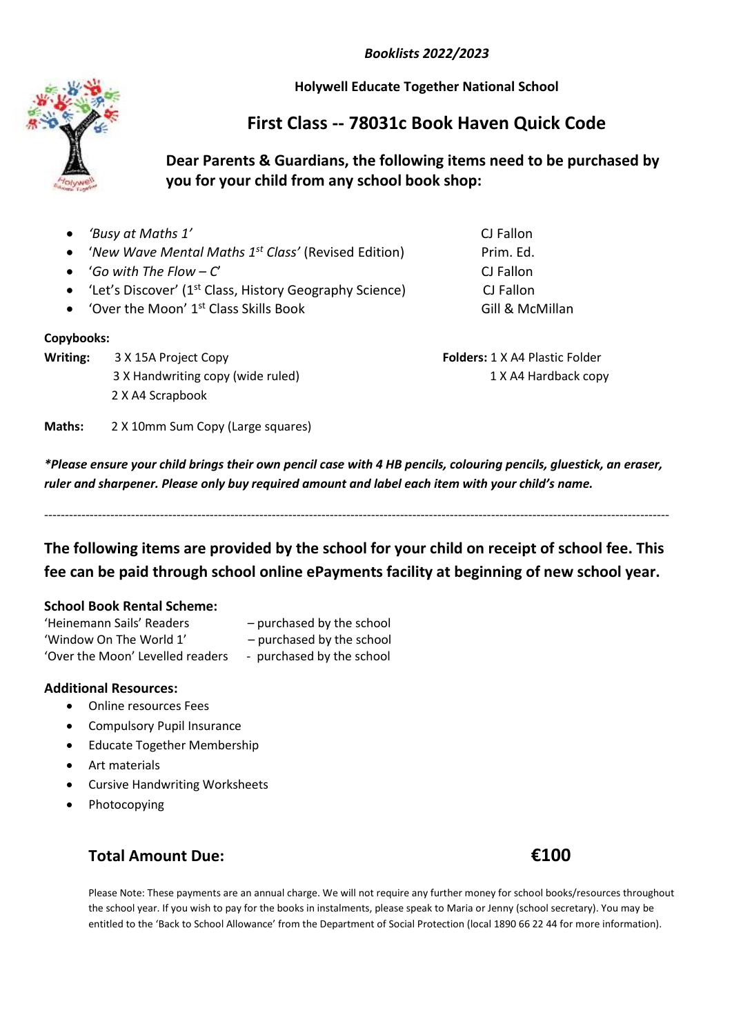*Booklists 2022/2023*

**Holywell Educate Together National School**

## First Class -- 78031c Book Haven Quick Code

**Dear Parents & Guardians, the following items need to be purchased by you for your child from any school book shop:**

- *'Busy at Maths 1'* — CJ Fallon
- '*New Wave Mental Maths 1st Class'* (Revised Edition) — Prim. Ed.
- '*Go with The Flow – C*' — CJ Fallon
- 'Let's Discover' (1st Class, History Geography Science) — CJ Fallon
- 'Over the Moon' 1st Class Skills Book — Gill & McMillan

**Copybooks:**

**Writing:**
3 X 15A Project Copy
3 X Handwriting copy (wide ruled)
2 X A4 Scrapbook

**Folders:** 1 X A4 Plastic Folder
1 X A4 Hardback copy

**Maths:** 2 X 10mm Sum Copy (Large squares)

***Please ensure your child brings their own pencil case with 4 HB pencils, colouring pencils, gluestick, an eraser, ruler and sharpener. Please only buy required amount and label each item with your child's name.***

---

**The following items are provided by the school for your child on receipt of school fee. This fee can be paid through school online ePayments facility at beginning of new school year.**

**School Book Rental Scheme:**

'Heinemann Sails' Readers – purchased by the school
'Window On The World 1' – purchased by the school
'Over the Moon' Levelled readers - purchased by the school

**Additional Resources:**

- Online resources Fees
- Compulsory Pupil Insurance
- Educate Together Membership
- Art materials
- Cursive Handwriting Worksheets
- Photocopying

**Total Amount Due: €100**

Please Note: These payments are an annual charge. We will not require any further money for school books/resources throughout the school year. If you wish to pay for the books in instalments, please speak to Maria or Jenny (school secretary). You may be entitled to the 'Back to School Allowance' from the Department of Social Protection (local 1890 66 22 44 for more information).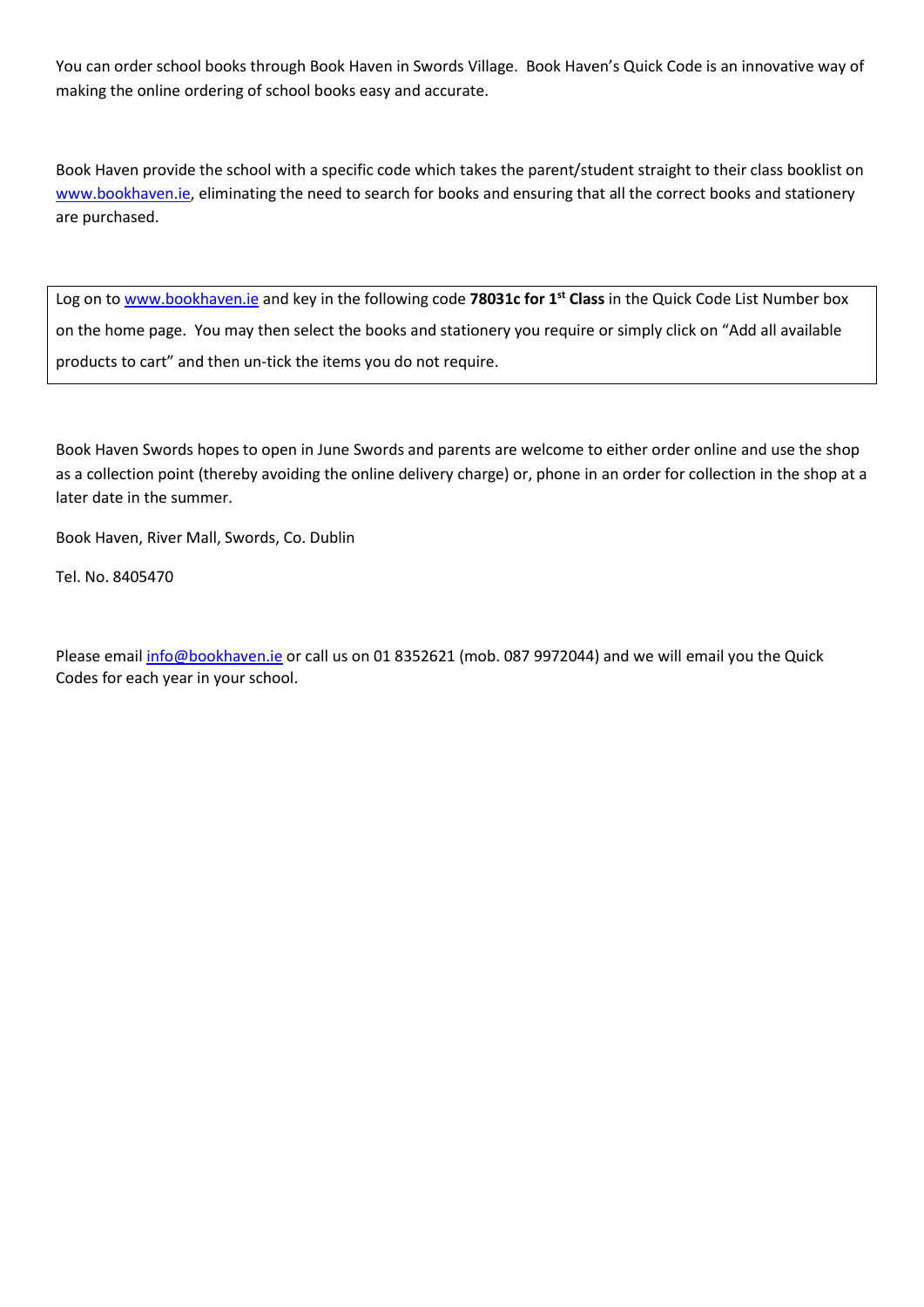You can order school books through Book Haven in Swords Village. Book Haven's Quick Code is an innovative way of making the online ordering of school books easy and accurate.

Book Haven provide the school with a specific code which takes the parent/student straight to their class booklist on www.bookhaven.ie, eliminating the need to search for books and ensuring that all the correct books and stationery are purchased.

Log on to www.bookhaven.ie and key in the following code **78031c for 1st Class** in the Quick Code List Number box on the home page. You may then select the books and stationery you require or simply click on "Add all available products to cart" and then un-tick the items you do not require.

Book Haven Swords hopes to open in June Swords and parents are welcome to either order online and use the shop as a collection point (thereby avoiding the online delivery charge) or, phone in an order for collection in the shop at a later date in the summer.

Book Haven, River Mall, Swords, Co. Dublin

Tel. No. 8405470

Please email info@bookhaven.ie or call us on 01 8352621 (mob. 087 9972044) and we will email you the Quick Codes for each year in your school.